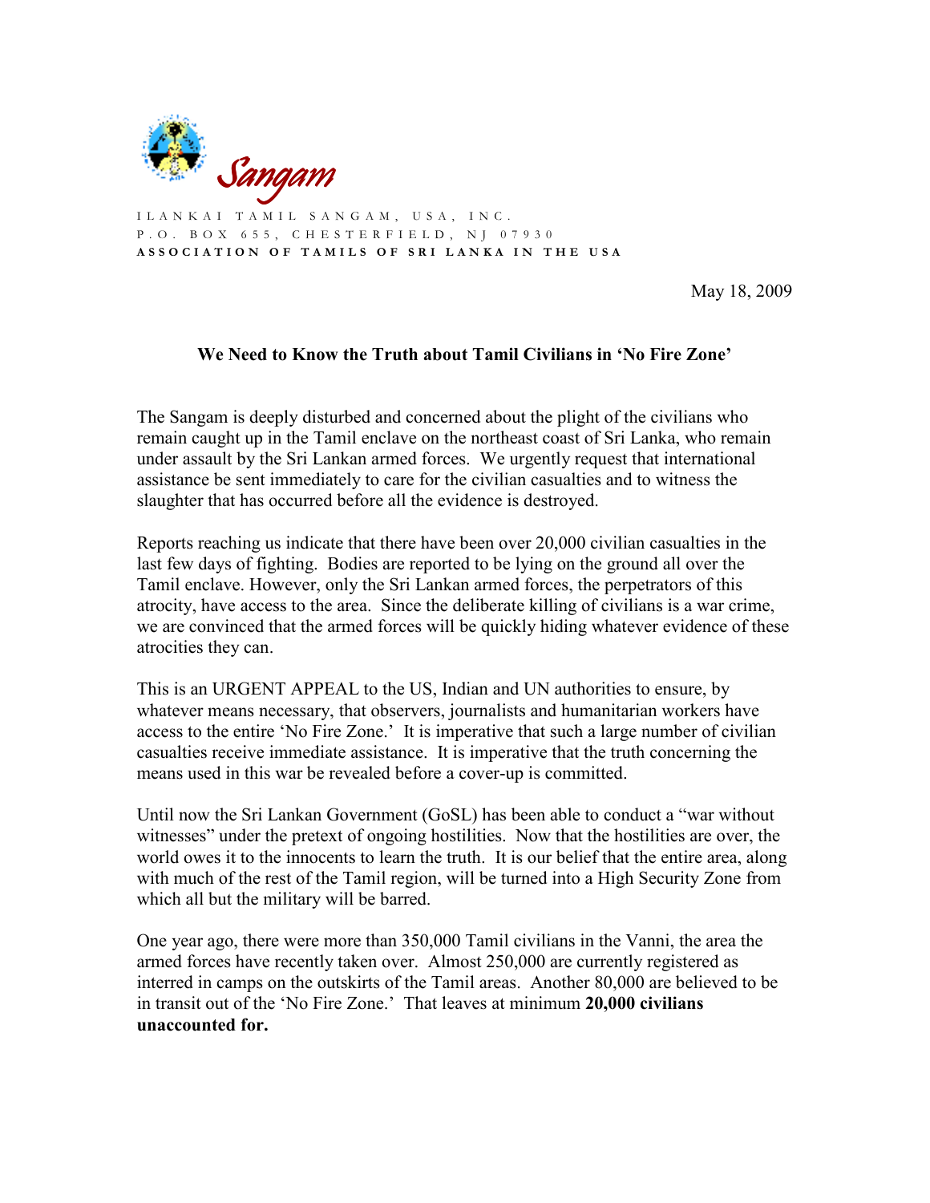Sangam

ILANKAI TAMIL SANGAM, USA, INC.
P.O. BOX 655, CHESTERFIELD, NJ 07930
**ASSOCIATION OF TAMILS OF SRI LANKA IN THE USA**

May 18, 2009

**We Need to Know the Truth about Tamil Civilians in 'No Fire Zone'**

The Sangam is deeply disturbed and concerned about the plight of the civilians who remain caught up in the Tamil enclave on the northeast coast of Sri Lanka, who remain under assault by the Sri Lankan armed forces. We urgently request that international assistance be sent immediately to care for the civilian casualties and to witness the slaughter that has occurred before all the evidence is destroyed.

Reports reaching us indicate that there have been over 20,000 civilian casualties in the last few days of fighting. Bodies are reported to be lying on the ground all over the Tamil enclave. However, only the Sri Lankan armed forces, the perpetrators of this atrocity, have access to the area. Since the deliberate killing of civilians is a war crime, we are convinced that the armed forces will be quickly hiding whatever evidence of these atrocities they can.

This is an URGENT APPEAL to the US, Indian and UN authorities to ensure, by whatever means necessary, that observers, journalists and humanitarian workers have access to the entire 'No Fire Zone.' It is imperative that such a large number of civilian casualties receive immediate assistance. It is imperative that the truth concerning the means used in this war be revealed before a cover-up is committed.

Until now the Sri Lankan Government (GoSL) has been able to conduct a "war without witnesses" under the pretext of ongoing hostilities. Now that the hostilities are over, the world owes it to the innocents to learn the truth. It is our belief that the entire area, along with much of the rest of the Tamil region, will be turned into a High Security Zone from which all but the military will be barred.

One year ago, there were more than 350,000 Tamil civilians in the Vanni, the area the armed forces have recently taken over. Almost 250,000 are currently registered as interred in camps on the outskirts of the Tamil areas. Another 80,000 are believed to be in transit out of the 'No Fire Zone.' That leaves at minimum **20,000 civilians unaccounted for.**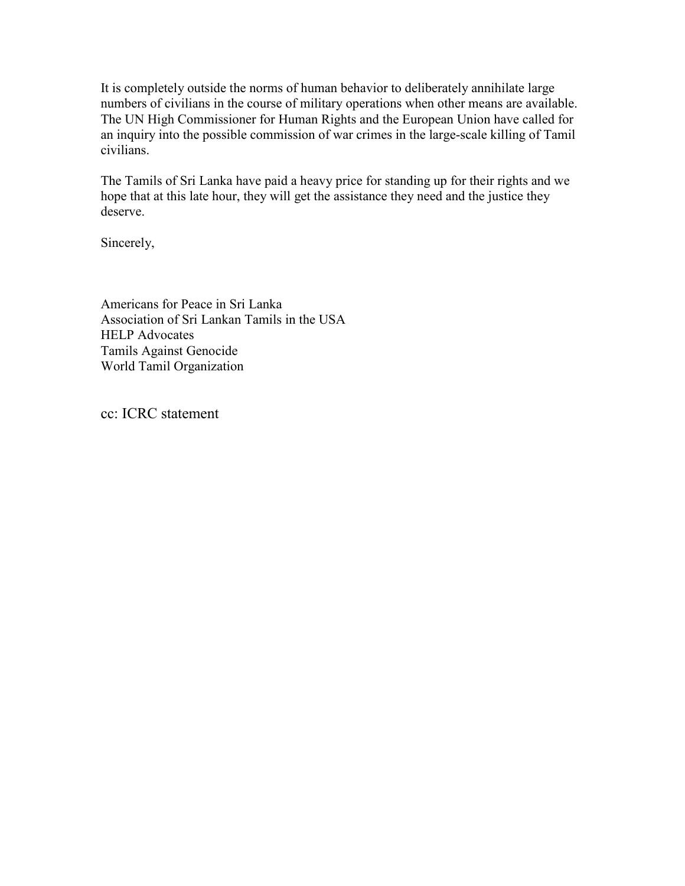It is completely outside the norms of human behavior to deliberately annihilate large numbers of civilians in the course of military operations when other means are available. The UN High Commissioner for Human Rights and the European Union have called for an inquiry into the possible commission of war crimes in the large-scale killing of Tamil civilians.

The Tamils of Sri Lanka have paid a heavy price for standing up for their rights and we hope that at this late hour, they will get the assistance they need and the justice they deserve.

Sincerely,

Americans for Peace in Sri Lanka
Association of Sri Lankan Tamils in the USA
HELP Advocates
Tamils Against Genocide
World Tamil Organization

cc: ICRC statement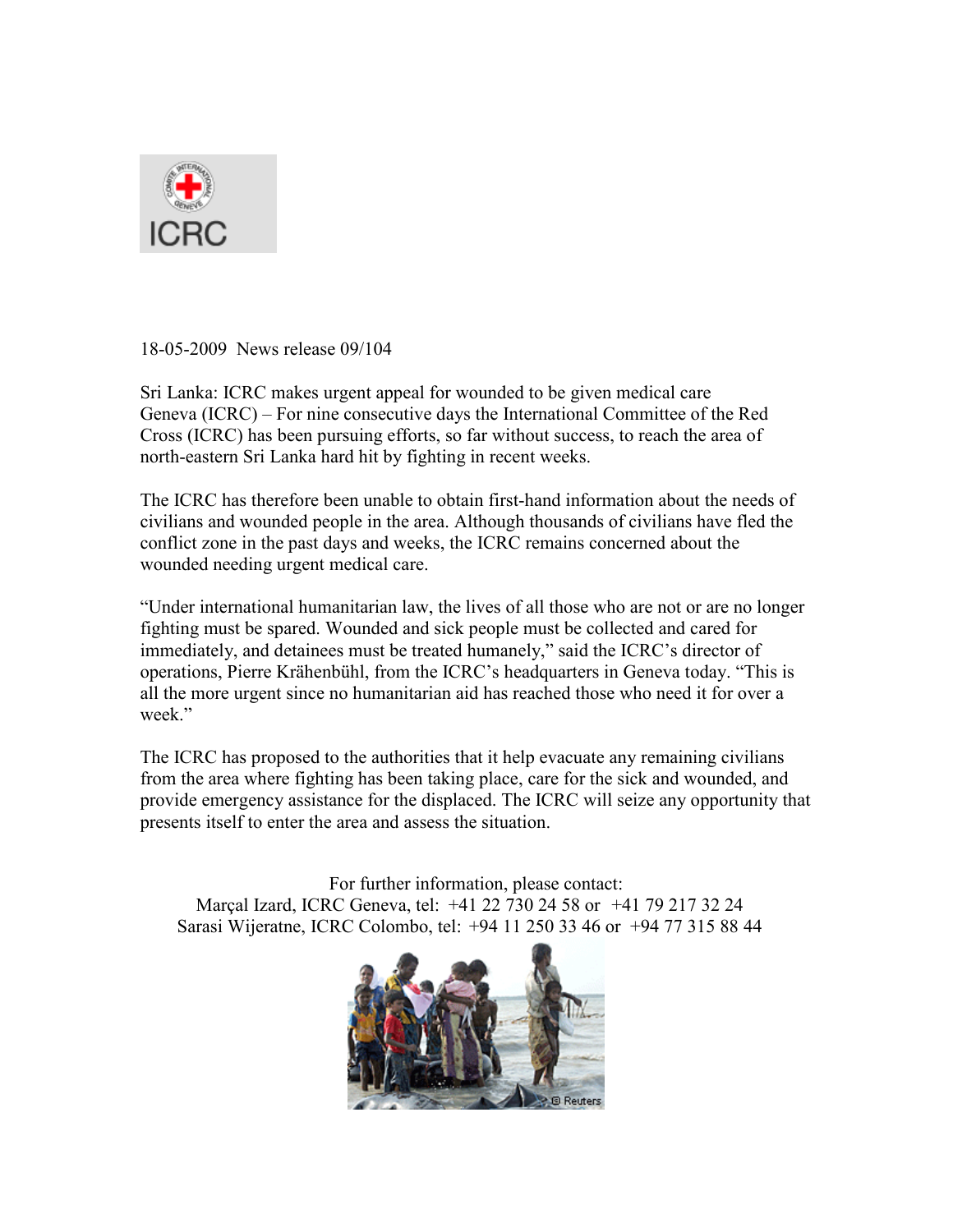18-05-2009 News release 09/104

Sri Lanka: ICRC makes urgent appeal for wounded to be given medical care

Geneva (ICRC) – For nine consecutive days the International Committee of the Red Cross (ICRC) has been pursuing efforts, so far without success, to reach the area of north-eastern Sri Lanka hard hit by fighting in recent weeks.

The ICRC has therefore been unable to obtain first-hand information about the needs of civilians and wounded people in the area. Although thousands of civilians have fled the conflict zone in the past days and weeks, the ICRC remains concerned about the wounded needing urgent medical care.

"Under international humanitarian law, the lives of all those who are not or are no longer fighting must be spared. Wounded and sick people must be collected and cared for immediately, and detainees must be treated humanely," said the ICRC's director of operations, Pierre Krähenbühl, from the ICRC's headquarters in Geneva today. "This is all the more urgent since no humanitarian aid has reached those who need it for over a week."

The ICRC has proposed to the authorities that it help evacuate any remaining civilians from the area where fighting has been taking place, care for the sick and wounded, and provide emergency assistance for the displaced. The ICRC will seize any opportunity that presents itself to enter the area and assess the situation.

For further information, please contact:
Marçal Izard, ICRC Geneva, tel: +41 22 730 24 58 or +41 79 217 32 24
Sarasi Wijeratne, ICRC Colombo, tel: +94 11 250 33 46 or +94 77 315 88 44

© Reuters